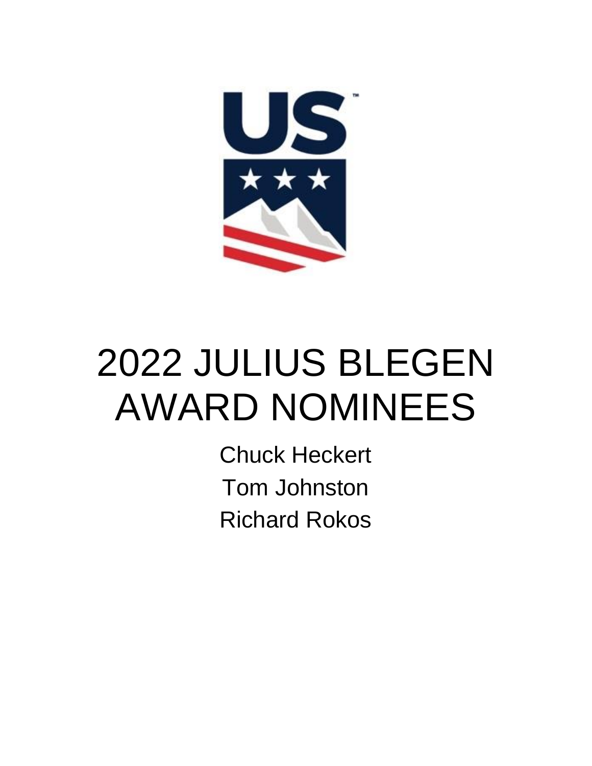# 2022 JULIUS BLEGEN AWARD NOMINEES

Chuck Heckert

Tom Johnston

Richard Rokos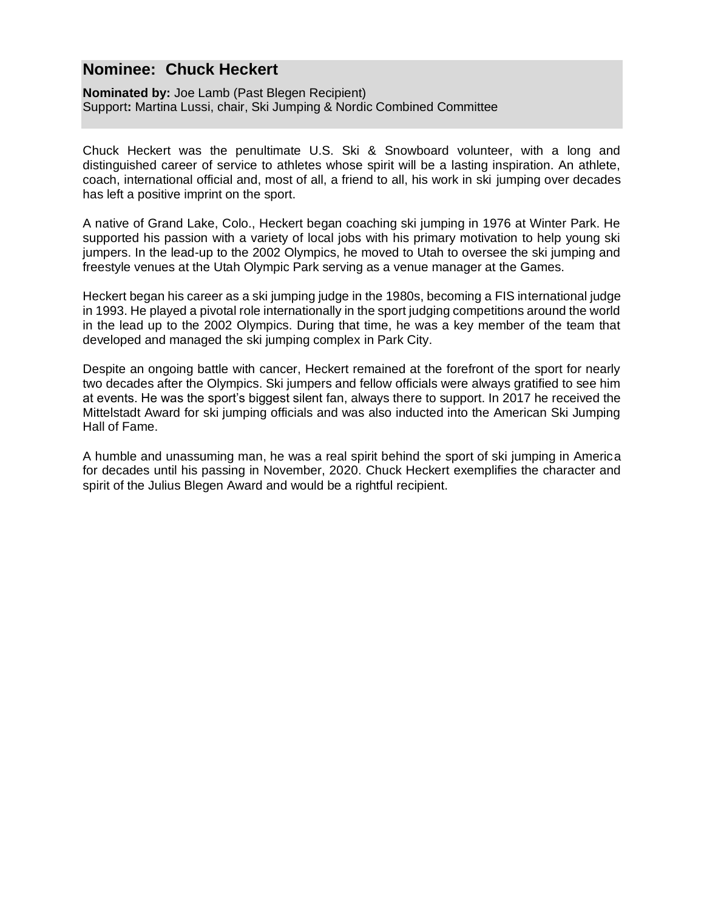## Nominee: Chuck Heckert

**Nominated by:** Joe Lamb (Past Blegen Recipient)
Support**:** Martina Lussi, chair, Ski Jumping & Nordic Combined Committee

Chuck Heckert was the penultimate U.S. Ski & Snowboard volunteer, with a long and distinguished career of service to athletes whose spirit will be a lasting inspiration. An athlete, coach, international official and, most of all, a friend to all, his work in ski jumping over decades has left a positive imprint on the sport.

A native of Grand Lake, Colo., Heckert began coaching ski jumping in 1976 at Winter Park. He supported his passion with a variety of local jobs with his primary motivation to help young ski jumpers. In the lead-up to the 2002 Olympics, he moved to Utah to oversee the ski jumping and freestyle venues at the Utah Olympic Park serving as a venue manager at the Games.

Heckert began his career as a ski jumping judge in the 1980s, becoming a FIS international judge in 1993. He played a pivotal role internationally in the sport judging competitions around the world in the lead up to the 2002 Olympics. During that time, he was a key member of the team that developed and managed the ski jumping complex in Park City.

Despite an ongoing battle with cancer, Heckert remained at the forefront of the sport for nearly two decades after the Olympics. Ski jumpers and fellow officials were always gratified to see him at events. He was the sport's biggest silent fan, always there to support. In 2017 he received the Mittelstadt Award for ski jumping officials and was also inducted into the American Ski Jumping Hall of Fame.

A humble and unassuming man, he was a real spirit behind the sport of ski jumping in America for decades until his passing in November, 2020. Chuck Heckert exemplifies the character and spirit of the Julius Blegen Award and would be a rightful recipient.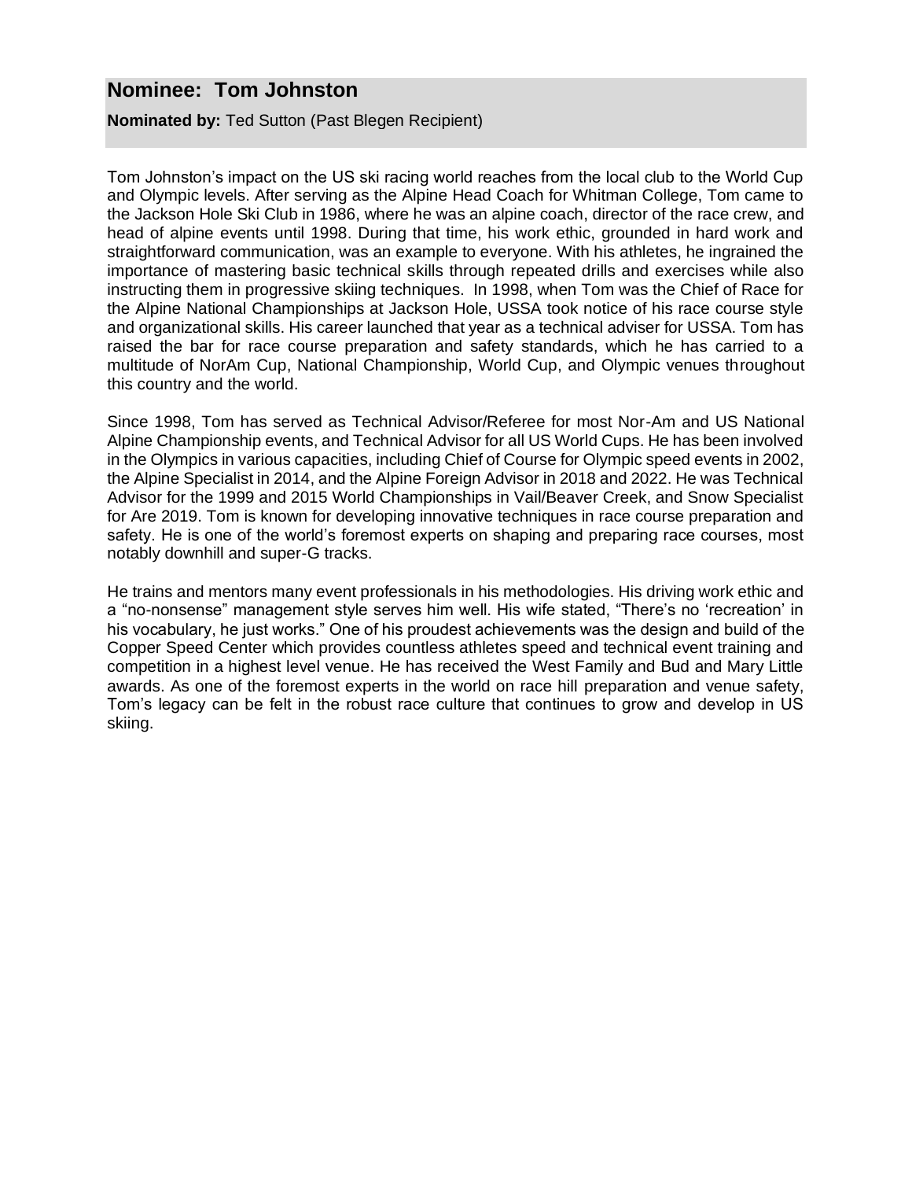## Nominee: Tom Johnston

**Nominated by:** Ted Sutton (Past Blegen Recipient)

Tom Johnston's impact on the US ski racing world reaches from the local club to the World Cup and Olympic levels. After serving as the Alpine Head Coach for Whitman College, Tom came to the Jackson Hole Ski Club in 1986, where he was an alpine coach, director of the race crew, and head of alpine events until 1998. During that time, his work ethic, grounded in hard work and straightforward communication, was an example to everyone. With his athletes, he ingrained the importance of mastering basic technical skills through repeated drills and exercises while also instructing them in progressive skiing techniques. In 1998, when Tom was the Chief of Race for the Alpine National Championships at Jackson Hole, USSA took notice of his race course style and organizational skills. His career launched that year as a technical adviser for USSA. Tom has raised the bar for race course preparation and safety standards, which he has carried to a multitude of NorAm Cup, National Championship, World Cup, and Olympic venues throughout this country and the world.

Since 1998, Tom has served as Technical Advisor/Referee for most Nor-Am and US National Alpine Championship events, and Technical Advisor for all US World Cups. He has been involved in the Olympics in various capacities, including Chief of Course for Olympic speed events in 2002, the Alpine Specialist in 2014, and the Alpine Foreign Advisor in 2018 and 2022. He was Technical Advisor for the 1999 and 2015 World Championships in Vail/Beaver Creek, and Snow Specialist for Are 2019. Tom is known for developing innovative techniques in race course preparation and safety. He is one of the world's foremost experts on shaping and preparing race courses, most notably downhill and super-G tracks.

He trains and mentors many event professionals in his methodologies. His driving work ethic and a "no-nonsense" management style serves him well. His wife stated, "There's no 'recreation' in his vocabulary, he just works." One of his proudest achievements was the design and build of the Copper Speed Center which provides countless athletes speed and technical event training and competition in a highest level venue. He has received the West Family and Bud and Mary Little awards. As one of the foremost experts in the world on race hill preparation and venue safety, Tom's legacy can be felt in the robust race culture that continues to grow and develop in US skiing.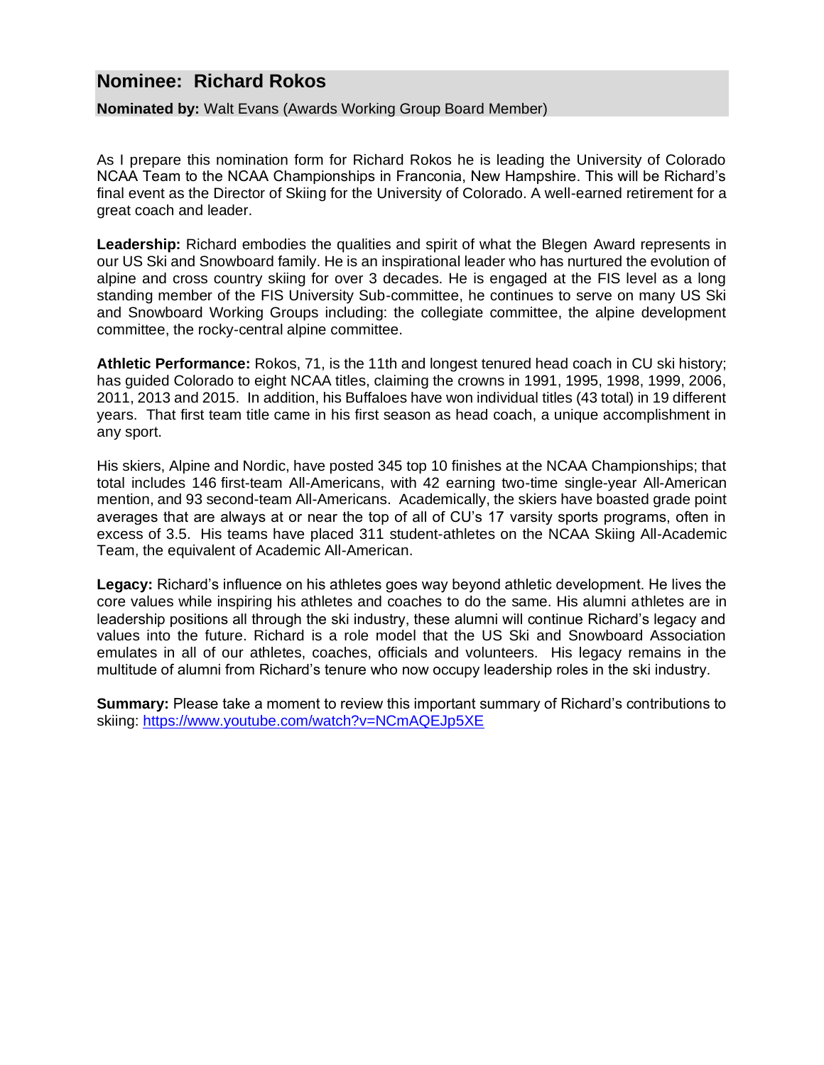## Nominee: Richard Rokos

**Nominated by:** Walt Evans (Awards Working Group Board Member)

As I prepare this nomination form for Richard Rokos he is leading the University of Colorado NCAA Team to the NCAA Championships in Franconia, New Hampshire. This will be Richard's final event as the Director of Skiing for the University of Colorado. A well-earned retirement for a great coach and leader.

**Leadership:** Richard embodies the qualities and spirit of what the Blegen Award represents in our US Ski and Snowboard family. He is an inspirational leader who has nurtured the evolution of alpine and cross country skiing for over 3 decades. He is engaged at the FIS level as a long standing member of the FIS University Sub-committee, he continues to serve on many US Ski and Snowboard Working Groups including: the collegiate committee, the alpine development committee, the rocky-central alpine committee.

**Athletic Performance:** Rokos, 71, is the 11th and longest tenured head coach in CU ski history; has guided Colorado to eight NCAA titles, claiming the crowns in 1991, 1995, 1998, 1999, 2006, 2011, 2013 and 2015. In addition, his Buffaloes have won individual titles (43 total) in 19 different years. That first team title came in his first season as head coach, a unique accomplishment in any sport.

His skiers, Alpine and Nordic, have posted 345 top 10 finishes at the NCAA Championships; that total includes 146 first-team All-Americans, with 42 earning two-time single-year All-American mention, and 93 second-team All-Americans. Academically, the skiers have boasted grade point averages that are always at or near the top of all of CU's 17 varsity sports programs, often in excess of 3.5. His teams have placed 311 student-athletes on the NCAA Skiing All-Academic Team, the equivalent of Academic All-American.

**Legacy:** Richard's influence on his athletes goes way beyond athletic development. He lives the core values while inspiring his athletes and coaches to do the same. His alumni athletes are in leadership positions all through the ski industry, these alumni will continue Richard's legacy and values into the future. Richard is a role model that the US Ski and Snowboard Association emulates in all of our athletes, coaches, officials and volunteers. His legacy remains in the multitude of alumni from Richard's tenure who now occupy leadership roles in the ski industry.

**Summary:** Please take a moment to review this important summary of Richard's contributions to skiing: https://www.youtube.com/watch?v=NCmAQEJp5XE